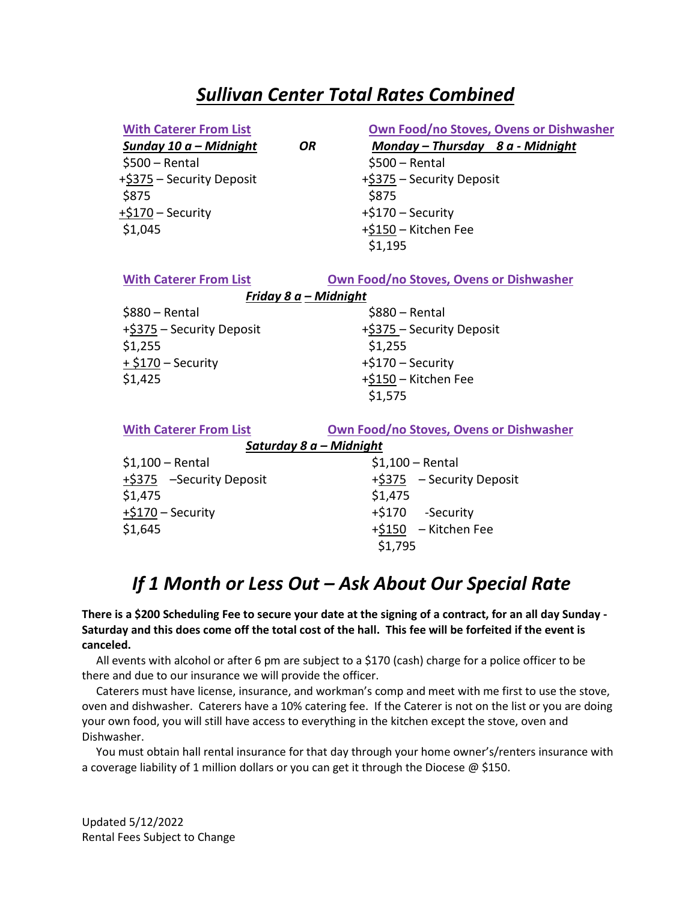# *Sullivan Center Total Rates Combined*

| With Caterer From List | | Own Food/no Stoves, Ovens or Dishwasher |
|---|---|---|
| ***Sunday 10 a – Midnight*** | ***OR*** | ***Monday – Thursday 8 a - Midnight*** |
| $500 – Rental | | $500 – Rental |
| +$375 – Security Deposit | | +$375 – Security Deposit |
| $875 | | $875 |
| +$170 – Security | | +$170 – Security |
| $1,045 | | +$150 – Kitchen Fee |
| | | $1,195 |

| With Caterer From List | Own Food/no Stoves, Ovens or Dishwasher |
|---|---|
| ***Friday 8 a – Midnight*** | |
| $880 – Rental | $880 – Rental |
| +$375 – Security Deposit | +$375 – Security Deposit |
| $1,255 | $1,255 |
| + $170 – Security | +$170 – Security |
| $1,425 | +$150 – Kitchen Fee |
| | $1,575 |

| With Caterer From List | Own Food/no Stoves, Ovens or Dishwasher |
|---|---|
| ***Saturday 8 a – Midnight*** | |
| $1,100 – Rental | $1,100 – Rental |
| +$375 –Security Deposit | +$375 – Security Deposit |
| $1,475 | $1,475 |
| +$170 – Security | +$170 -Security |
| $1,645 | +$150 – Kitchen Fee |
| | $1,795 |

# *If 1 Month or Less Out – Ask About Our Special Rate*

**There is a $200 Scheduling Fee to secure your date at the signing of a contract, for an all day Sunday - Saturday and this does come off the total cost of the hall. This fee will be forfeited if the event is canceled.**

All events with alcohol or after 6 pm are subject to a $170 (cash) charge for a police officer to be there and due to our insurance we will provide the officer.

Caterers must have license, insurance, and workman's comp and meet with me first to use the stove, oven and dishwasher. Caterers have a 10% catering fee. If the Caterer is not on the list or you are doing your own food, you will still have access to everything in the kitchen except the stove, oven and Dishwasher.

You must obtain hall rental insurance for that day through your home owner's/renters insurance with a coverage liability of 1 million dollars or you can get it through the Diocese @ $150.

Updated 5/12/2022
Rental Fees Subject to Change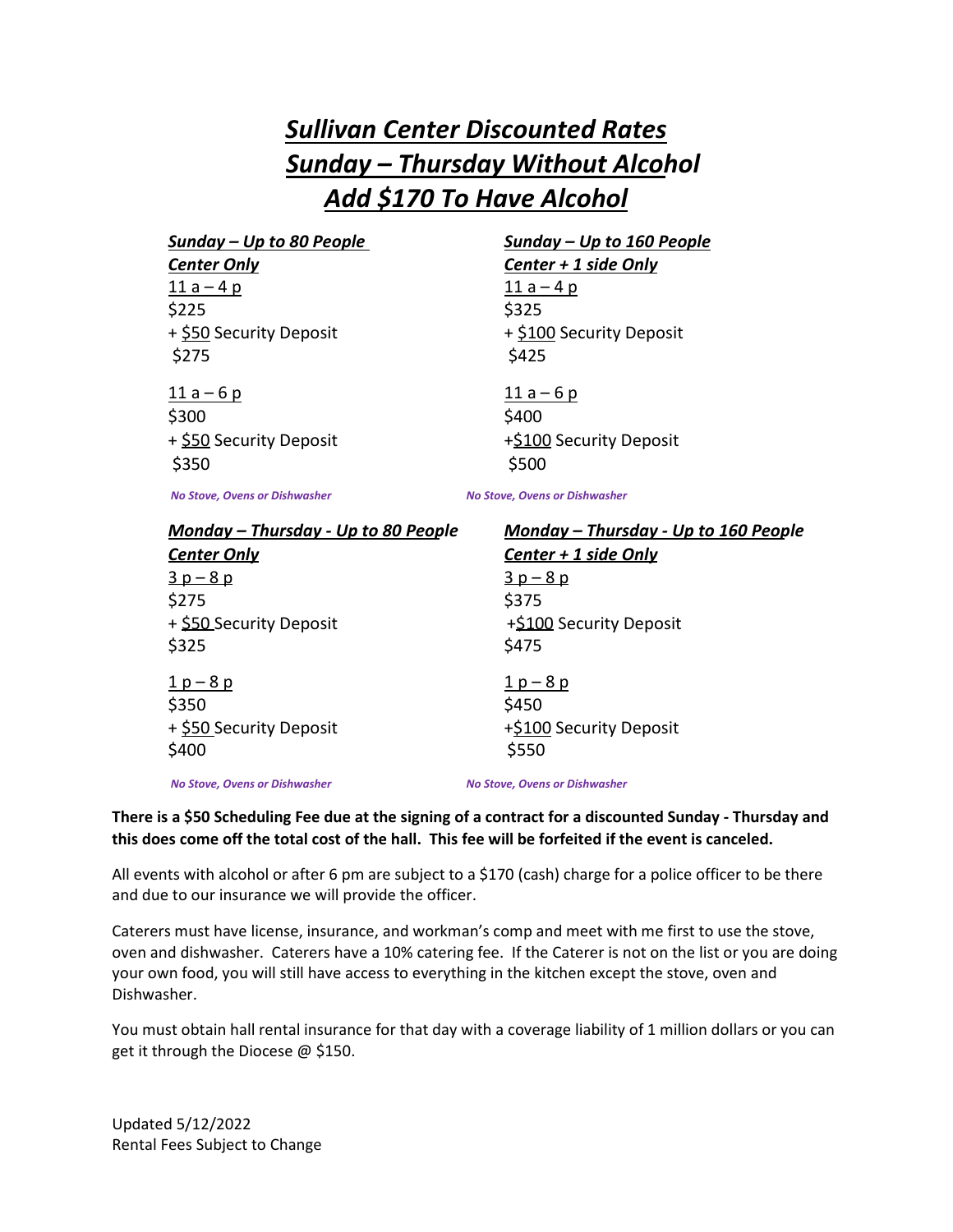# ***Sullivan Center Discounted Rates***
# ***Sunday – Thursday Without Alcohol***
# ***Add $170 To Have Alcohol***

***Sunday – Up to 80 People***
***Center Only***

11 a – 4 p
$225
+ $50 Security Deposit
$275

11 a – 6 p
$300
+ $50 Security Deposit
$350

*No Stove, Ovens or Dishwasher*

***Sunday – Up to 160 People***
***Center + 1 side Only***

11 a – 4 p
$325
+ $100 Security Deposit
$425

11 a – 6 p
$400
+$100 Security Deposit
$500

*No Stove, Ovens or Dishwasher*

***Monday – Thursday - Up to 80 People***
***Center Only***

3 p – 8 p
$275
+ $50 Security Deposit
$325

1 p – 8 p
$350
+ $50 Security Deposit
$400

*No Stove, Ovens or Dishwasher*

***Monday – Thursday - Up to 160 People***
***Center + 1 side Only***

3 p – 8 p
$375
+$100 Security Deposit
$475

1 p – 8 p
$450
+$100 Security Deposit
$550

*No Stove, Ovens or Dishwasher*

**There is a $50 Scheduling Fee due at the signing of a contract for a discounted Sunday - Thursday and this does come off the total cost of the hall. This fee will be forfeited if the event is canceled.**

All events with alcohol or after 6 pm are subject to a $170 (cash) charge for a police officer to be there and due to our insurance we will provide the officer.

Caterers must have license, insurance, and workman's comp and meet with me first to use the stove, oven and dishwasher. Caterers have a 10% catering fee. If the Caterer is not on the list or you are doing your own food, you will still have access to everything in the kitchen except the stove, oven and Dishwasher.

You must obtain hall rental insurance for that day with a coverage liability of 1 million dollars or you can get it through the Diocese @ $150.

Updated 5/12/2022
Rental Fees Subject to Change